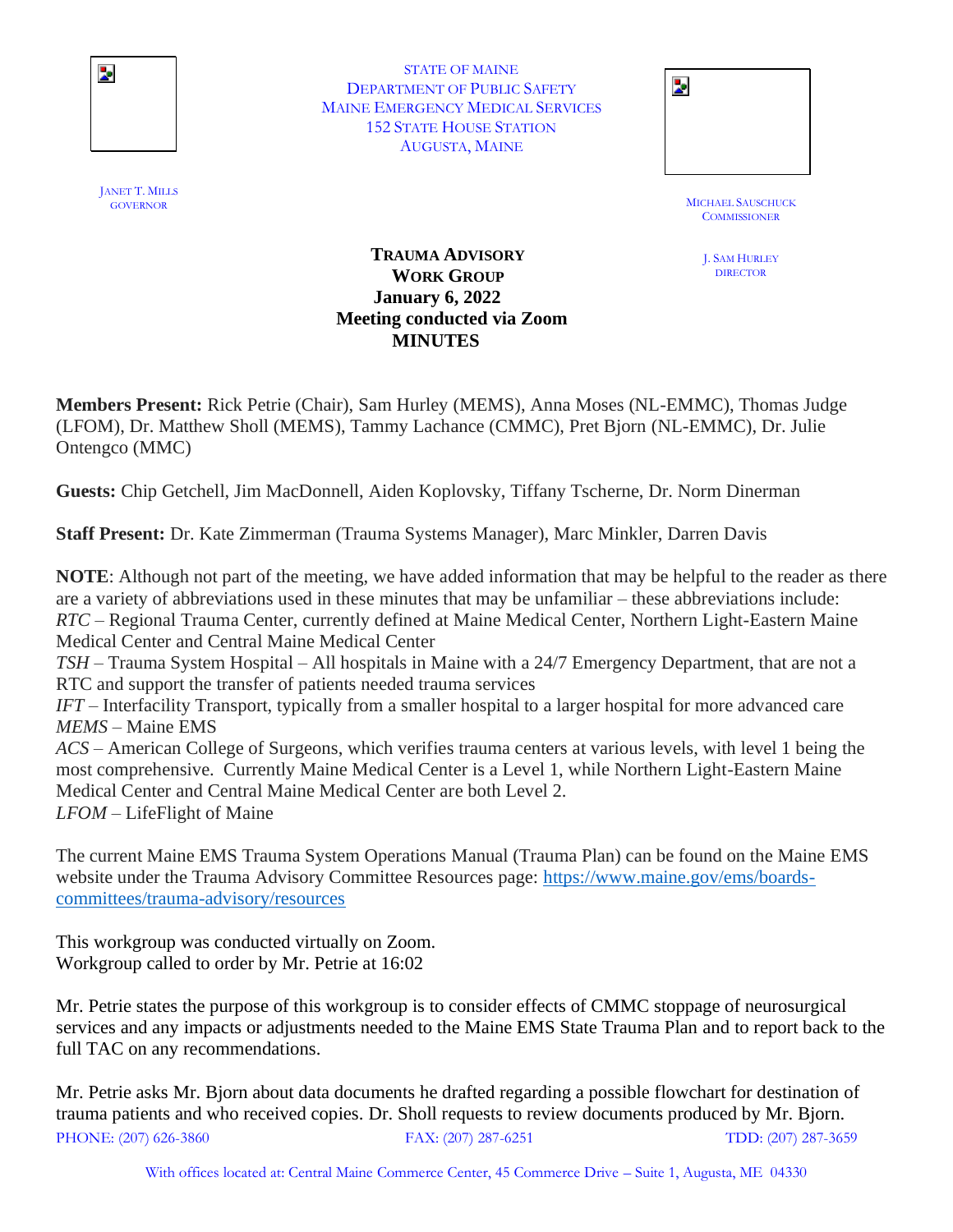STATE OF MAINE
DEPARTMENT OF PUBLIC SAFETY
MAINE EMERGENCY MEDICAL SERVICES
152 STATE HOUSE STATION
AUGUSTA, MAINE

JANET T. MILLS
GOVERNOR

MICHAEL SAUSCHUCK
COMMISSIONER

J. SAM HURLEY
DIRECTOR

**TRAUMA ADVISORY WORK GROUP**
**January 6, 2022**
**Meeting conducted via Zoom**
**MINUTES**

**Members Present:** Rick Petrie (Chair), Sam Hurley (MEMS), Anna Moses (NL-EMMC), Thomas Judge (LFOM), Dr. Matthew Sholl (MEMS), Tammy Lachance (CMMC), Pret Bjorn (NL-EMMC), Dr. Julie Ontengco (MMC)

**Guests:** Chip Getchell, Jim MacDonnell, Aiden Koplovsky, Tiffany Tscherne, Dr. Norm Dinerman

**Staff Present:** Dr. Kate Zimmerman (Trauma Systems Manager), Marc Minkler, Darren Davis

**NOTE**: Although not part of the meeting, we have added information that may be helpful to the reader as there are a variety of abbreviations used in these minutes that may be unfamiliar – these abbreviations include:
*RTC* – Regional Trauma Center, currently defined at Maine Medical Center, Northern Light-Eastern Maine Medical Center and Central Maine Medical Center
*TSH* – Trauma System Hospital – All hospitals in Maine with a 24/7 Emergency Department, that are not a RTC and support the transfer of patients needed trauma services
*IFT* – Interfacility Transport, typically from a smaller hospital to a larger hospital for more advanced care
*MEMS* – Maine EMS
*ACS* – American College of Surgeons, which verifies trauma centers at various levels, with level 1 being the most comprehensive. Currently Maine Medical Center is a Level 1, while Northern Light-Eastern Maine Medical Center and Central Maine Medical Center are both Level 2.
*LFOM* – LifeFlight of Maine

The current Maine EMS Trauma System Operations Manual (Trauma Plan) can be found on the Maine EMS website under the Trauma Advisory Committee Resources page: https://www.maine.gov/ems/boards-committees/trauma-advisory/resources

This workgroup was conducted virtually on Zoom.
Workgroup called to order by Mr. Petrie at 16:02

Mr. Petrie states the purpose of this workgroup is to consider effects of CMMC stoppage of neurosurgical services and any impacts or adjustments needed to the Maine EMS State Trauma Plan and to report back to the full TAC on any recommendations.

Mr. Petrie asks Mr. Bjorn about data documents he drafted regarding a possible flowchart for destination of trauma patients and who received copies. Dr. Sholl requests to review documents produced by Mr. Bjorn.

PHONE: (207) 626-3860 FAX: (207) 287-6251 TDD: (207) 287-3659

With offices located at: Central Maine Commerce Center, 45 Commerce Drive – Suite 1, Augusta, ME 04330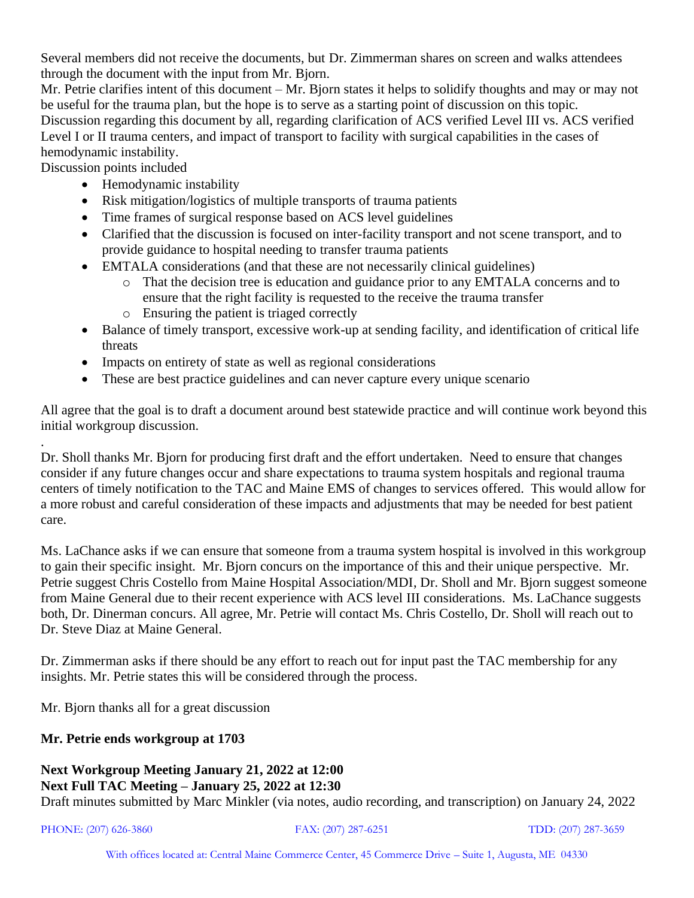Several members did not receive the documents, but Dr. Zimmerman shares on screen and walks attendees through the document with the input from Mr. Bjorn.

Mr. Petrie clarifies intent of this document – Mr. Bjorn states it helps to solidify thoughts and may or may not be useful for the trauma plan, but the hope is to serve as a starting point of discussion on this topic.

Discussion regarding this document by all, regarding clarification of ACS verified Level III vs. ACS verified Level I or II trauma centers, and impact of transport to facility with surgical capabilities in the cases of hemodynamic instability.

Discussion points included

- Hemodynamic instability
- Risk mitigation/logistics of multiple transports of trauma patients
- Time frames of surgical response based on ACS level guidelines
- Clarified that the discussion is focused on inter-facility transport and not scene transport, and to provide guidance to hospital needing to transfer trauma patients
- EMTALA considerations (and that these are not necessarily clinical guidelines)
  - That the decision tree is education and guidance prior to any EMTALA concerns and to ensure that the right facility is requested to the receive the trauma transfer
  - Ensuring the patient is triaged correctly
- Balance of timely transport, excessive work-up at sending facility, and identification of critical life threats
- Impacts on entirety of state as well as regional considerations
- These are best practice guidelines and can never capture every unique scenario

All agree that the goal is to draft a document around best statewide practice and will continue work beyond this initial workgroup discussion.

.

Dr. Sholl thanks Mr. Bjorn for producing first draft and the effort undertaken. Need to ensure that changes consider if any future changes occur and share expectations to trauma system hospitals and regional trauma centers of timely notification to the TAC and Maine EMS of changes to services offered. This would allow for a more robust and careful consideration of these impacts and adjustments that may be needed for best patient care.

Ms. LaChance asks if we can ensure that someone from a trauma system hospital is involved in this workgroup to gain their specific insight. Mr. Bjorn concurs on the importance of this and their unique perspective. Mr. Petrie suggest Chris Costello from Maine Hospital Association/MDI, Dr. Sholl and Mr. Bjorn suggest someone from Maine General due to their recent experience with ACS level III considerations. Ms. LaChance suggests both, Dr. Dinerman concurs. All agree, Mr. Petrie will contact Ms. Chris Costello, Dr. Sholl will reach out to Dr. Steve Diaz at Maine General.

Dr. Zimmerman asks if there should be any effort to reach out for input past the TAC membership for any insights. Mr. Petrie states this will be considered through the process.

Mr. Bjorn thanks all for a great discussion

**Mr. Petrie ends workgroup at 1703**

**Next Workgroup Meeting January 21, 2022 at 12:00**
**Next Full TAC Meeting – January 25, 2022 at 12:30**
Draft minutes submitted by Marc Minkler (via notes, audio recording, and transcription) on January 24, 2022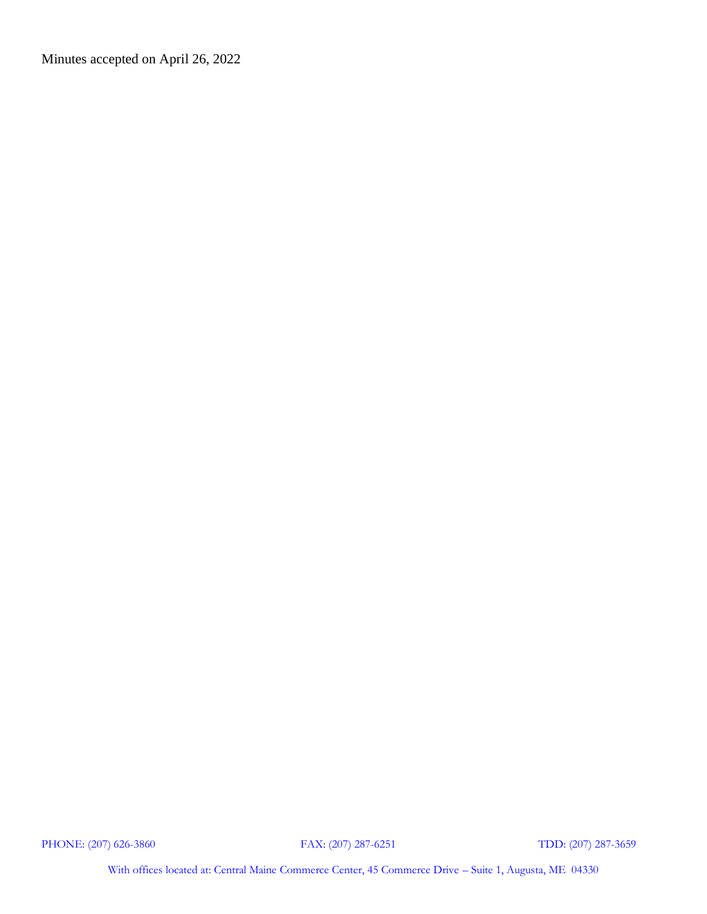Minutes accepted on April 26, 2022